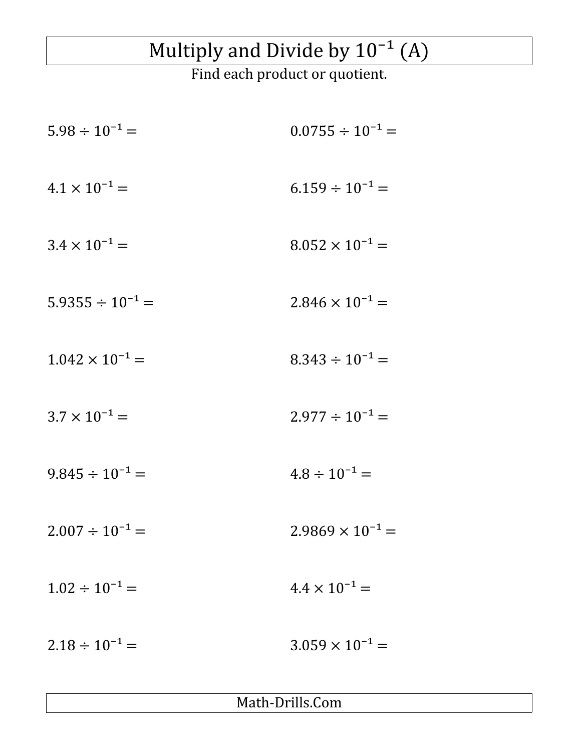# Multiply and Divide by $10^{-1}$ (A)

Find each product or quotient.

$5.98 \div 10^{-1} =$

$4.1 \times 10^{-1} =$

$3.4 \times 10^{-1} =$

$5.9355 \div 10^{-1} =$

$1.042 \times 10^{-1} =$

$3.7 \times 10^{-1} =$

$9.845 \div 10^{-1} =$

$2.007 \div 10^{-1} =$

$1.02 \div 10^{-1} =$

$2.18 \div 10^{-1} =$

$0.0755 \div 10^{-1} =$

$6.159 \div 10^{-1} =$

$8.052 \times 10^{-1} =$

$2.846 \times 10^{-1} =$

$8.343 \div 10^{-1} =$

$2.977 \div 10^{-1} =$

$4.8 \div 10^{-1} =$

$2.9869 \times 10^{-1} =$

$4.4 \times 10^{-1} =$

$3.059 \times 10^{-1} =$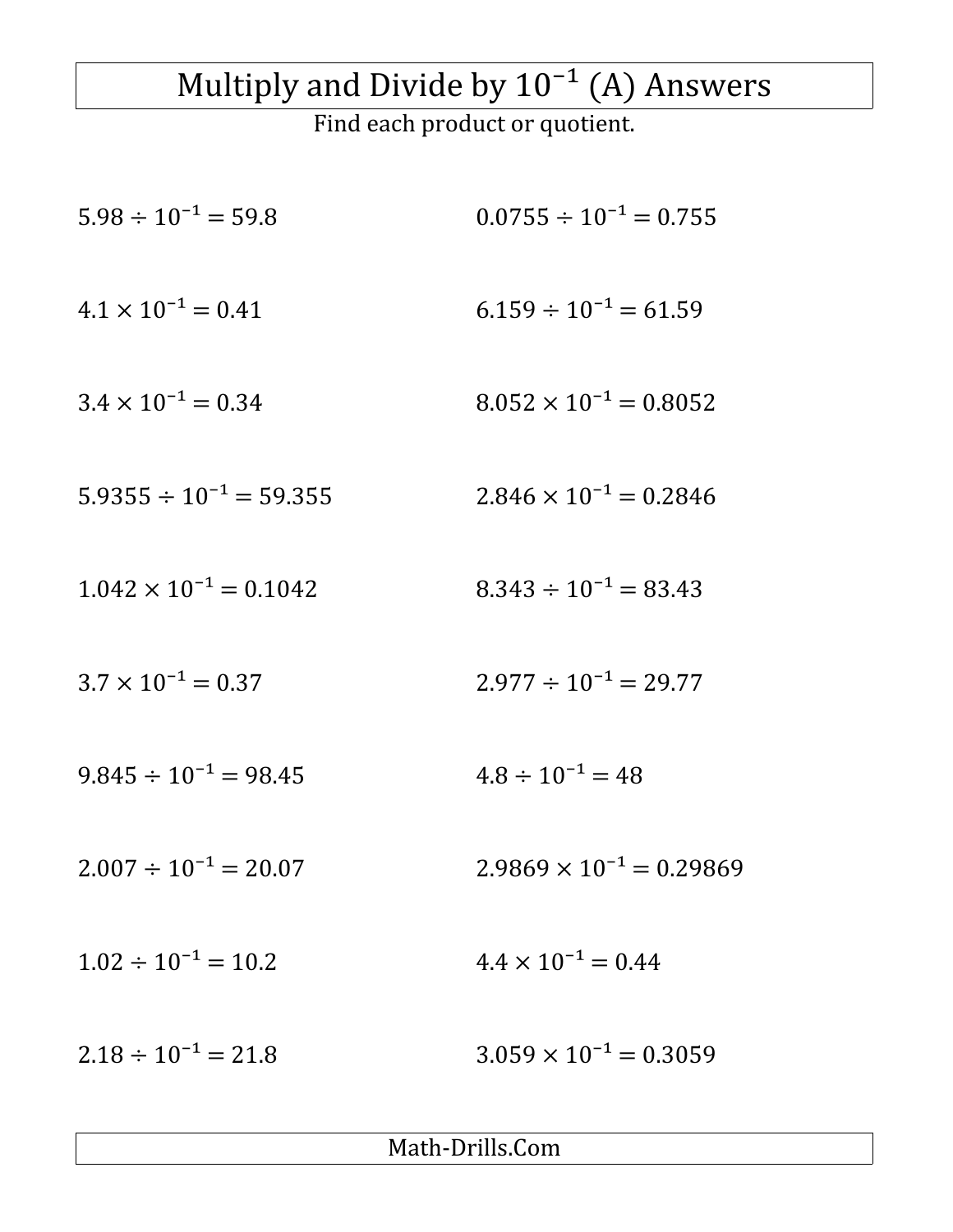# Multiply and Divide by $10^{-1}$ (A) Answers

Find each product or quotient.

$5.98 \div 10^{-1} = 59.8$

$4.1 \times 10^{-1} = 0.41$

$3.4 \times 10^{-1} = 0.34$

$5.9355 \div 10^{-1} = 59.355$

$1.042 \times 10^{-1} = 0.1042$

$3.7 \times 10^{-1} = 0.37$

$9.845 \div 10^{-1} = 98.45$

$2.007 \div 10^{-1} = 20.07$

$1.02 \div 10^{-1} = 10.2$

$2.18 \div 10^{-1} = 21.8$

$0.0755 \div 10^{-1} = 0.755$

$6.159 \div 10^{-1} = 61.59$

$8.052 \times 10^{-1} = 0.8052$

$2.846 \times 10^{-1} = 0.2846$

$8.343 \div 10^{-1} = 83.43$

$2.977 \div 10^{-1} = 29.77$

$4.8 \div 10^{-1} = 48$

$2.9869 \times 10^{-1} = 0.29869$

$4.4 \times 10^{-1} = 0.44$

$3.059 \times 10^{-1} = 0.3059$

Math-Drills.Com